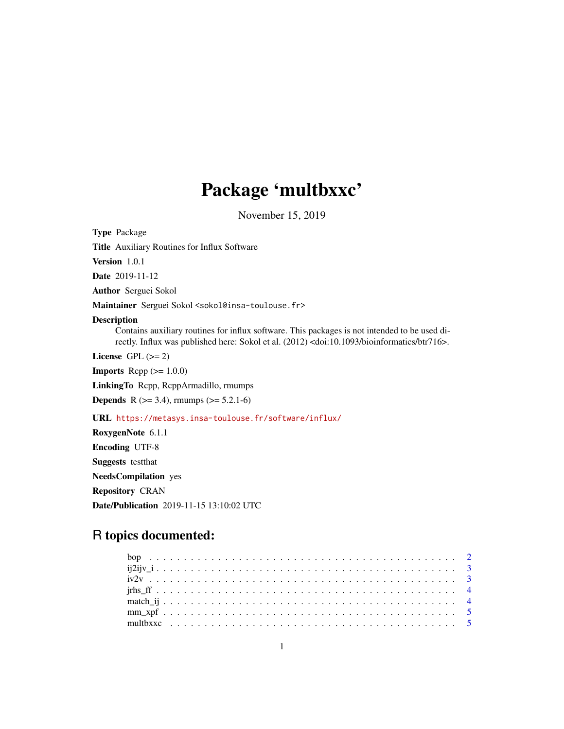# Package 'multbxxc'

November 15, 2019

**Type** Package

**Title** Auxiliary Routines for Influx Software

**Version** 1.0.1

**Date** 2019-11-12

**Author** Serguei Sokol

**Maintainer** Serguei Sokol <sokol@insa-toulouse.fr>

**Description** Contains auxiliary routines for influx software. This packages is not intended to be used directly. Influx was published here: Sokol et al. (2012) <doi:10.1093/bioinformatics/btr716>.

**License** GPL (>= 2)

**Imports** Rcpp (>= 1.0.0)

**LinkingTo** Rcpp, RcppArmadillo, rmumps

**Depends** R (>= 3.4), rmumps (>= 5.2.1-6)

**URL** https://metasys.insa-toulouse.fr/software/influx/

**RoxygenNote** 6.1.1

**Encoding** UTF-8

**Suggests** testthat

**NeedsCompilation** yes

**Repository** CRAN

**Date/Publication** 2019-11-15 13:10:02 UTC

## R topics documented:

- bop . . . 2
- ij2ijv_i . . . 3
- iv2v . . . 3
- jrhs_ff . . . 4
- match_ij . . . 4
- mm_xpf . . . 5
- multbxxc . . . 5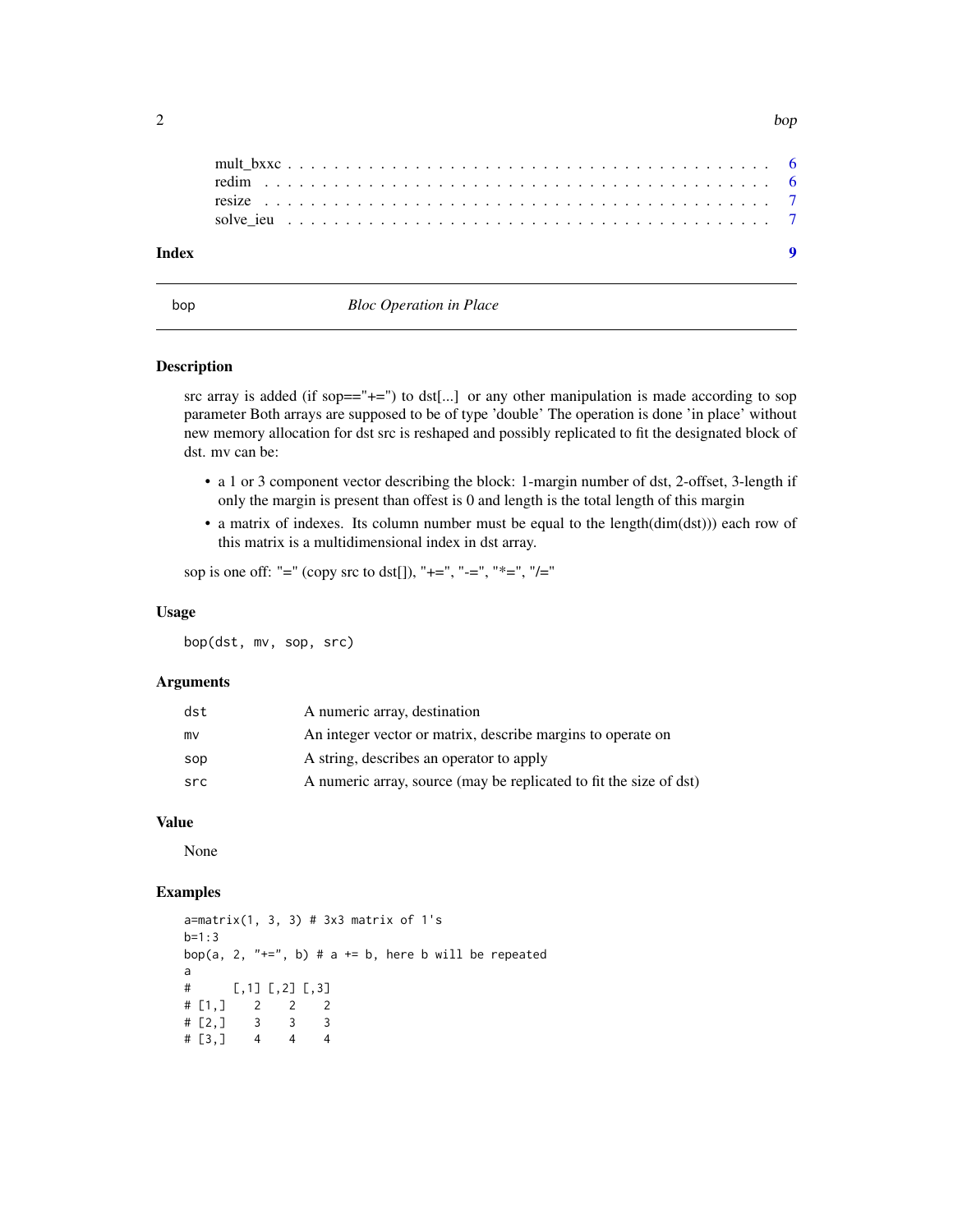mult_bxxc . . . . . . . . . . . . . . . . . . . . . . . . . . . . . . . . . . . . . . . . . 6
redim . . . . . . . . . . . . . . . . . . . . . . . . . . . . . . . . . . . . . . . . . . . 6
resize . . . . . . . . . . . . . . . . . . . . . . . . . . . . . . . . . . . . . . . . . . . 7
solve_ieu . . . . . . . . . . . . . . . . . . . . . . . . . . . . . . . . . . . . . . . . . 7

**Index** 9

---

## bop — *Bloc Operation in Place*

### Description

src array is added (if sop=="+=") to dst[...] or any other manipulation is made according to sop parameter Both arrays are supposed to be of type 'double' The operation is done 'in place' without new memory allocation for dst src is reshaped and possibly replicated to fit the designated block of dst. mv can be:

- a 1 or 3 component vector describing the block: 1-margin number of dst, 2-offset, 3-length if only the margin is present than offest is 0 and length is the total length of this margin
- a matrix of indexes. Its column number must be equal to the length(dim(dst))) each row of this matrix is a multidimensional index in dst array.

sop is one off: "=" (copy src to dst[]), "+=", "-=", "*=", "/="

### Usage

```
bop(dst, mv, sop, src)
```

### Arguments

| | |
|---|---|
| `dst` | A numeric array, destination |
| `mv` | An integer vector or matrix, describe margins to operate on |
| `sop` | A string, describes an operator to apply |
| `src` | A numeric array, source (may be replicated to fit the size of dst) |

### Value

None

### Examples

```
a=matrix(1, 3, 3) # 3x3 matrix of 1's
b=1:3
bop(a, 2, "+=", b) # a += b, here b will be repeated
a
#      [,1] [,2] [,3]
# [1,]    2    2    2
# [2,]    3    3    3
# [3,]    4    4    4
```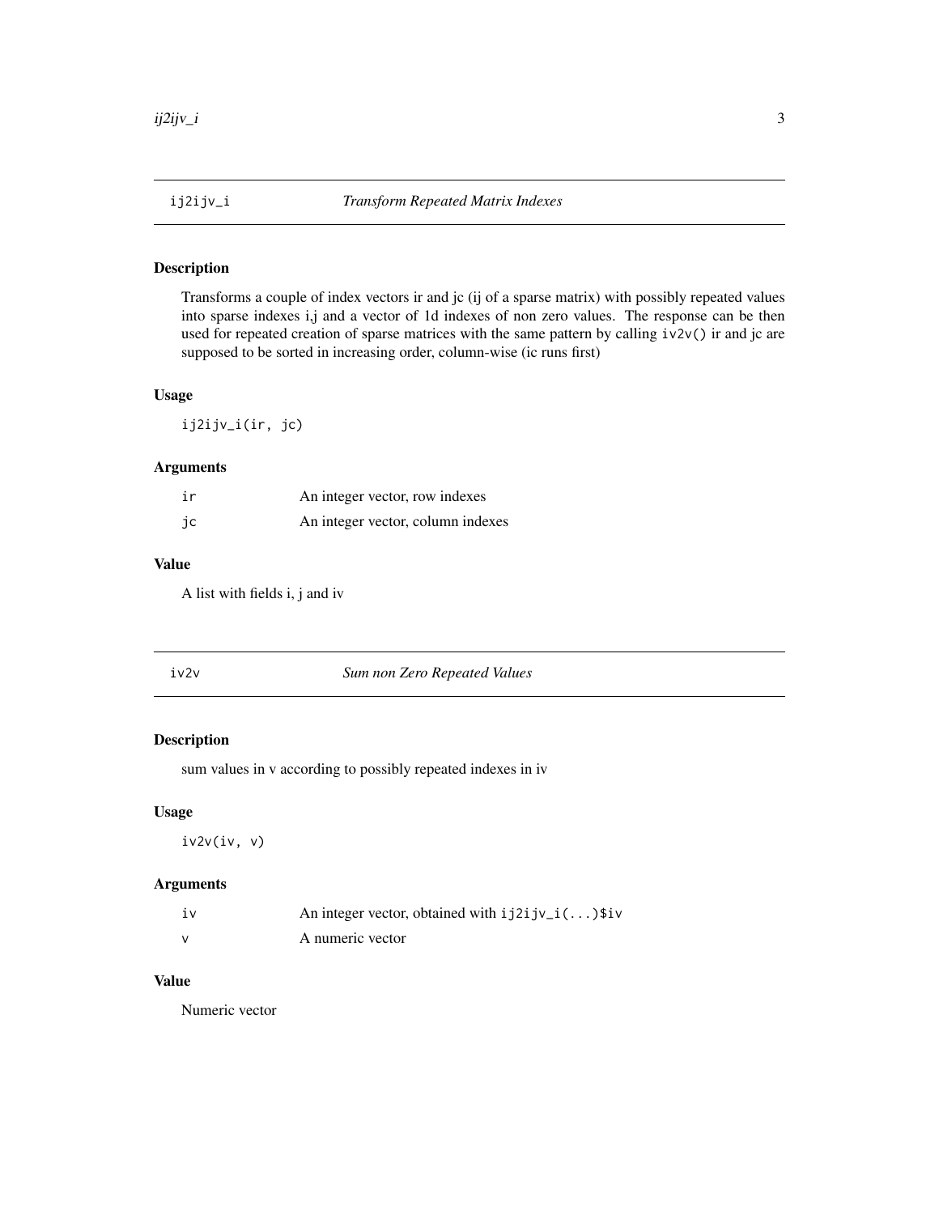## ij2ijv_i — *Transform Repeated Matrix Indexes*

### Description

Transforms a couple of index vectors ir and jc (ij of a sparse matrix) with possibly repeated values into sparse indexes i,j and a vector of 1d indexes of non zero values. The response can be then used for repeated creation of sparse matrices with the same pattern by calling `iv2v()` ir and jc are supposed to be sorted in increasing order, column-wise (ic runs first)

### Usage

```
ij2ijv_i(ir, jc)
```

### Arguments

| | |
|---|---|
| `ir` | An integer vector, row indexes |
| `jc` | An integer vector, column indexes |

### Value

A list with fields i, j and iv

## iv2v — *Sum non Zero Repeated Values*

### Description

sum values in v according to possibly repeated indexes in iv

### Usage

```
iv2v(iv, v)
```

### Arguments

| | |
|---|---|
| `iv` | An integer vector, obtained with `ij2ijv_i(...)$iv` |
| `v` | A numeric vector |

### Value

Numeric vector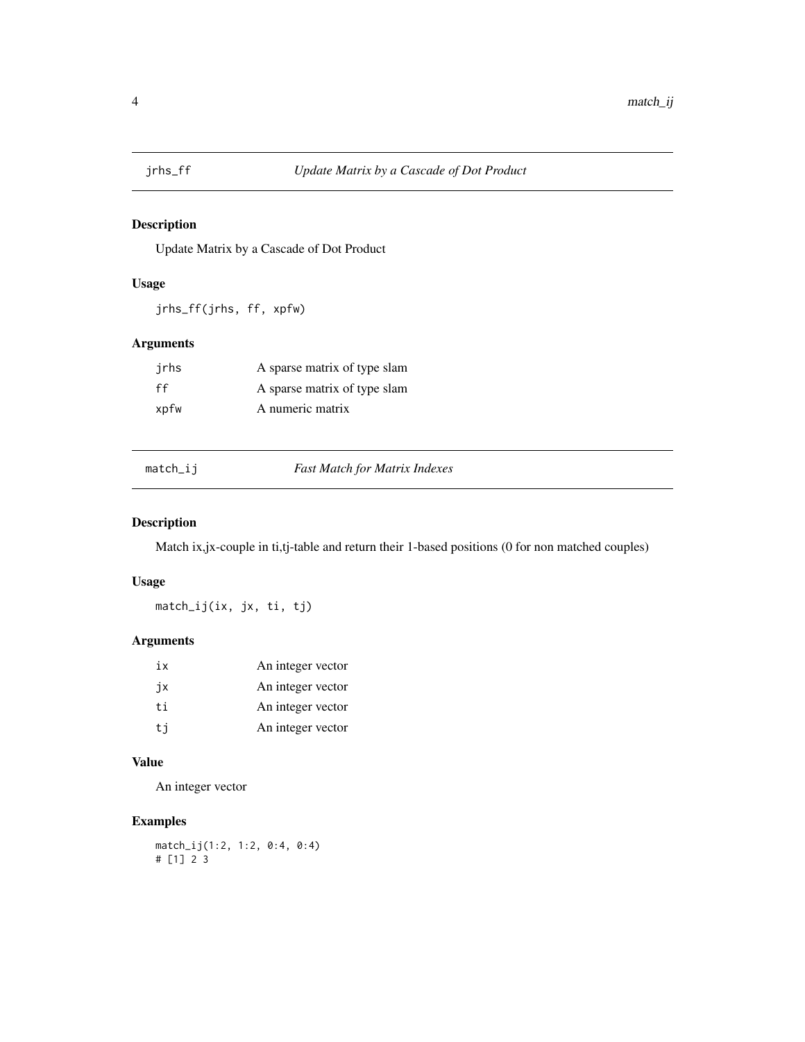## jrhs_ff — *Update Matrix by a Cascade of Dot Product*

### Description

Update Matrix by a Cascade of Dot Product

### Usage

```
jrhs_ff(jrhs, ff, xpfw)
```

### Arguments

| | |
|---|---|
| jrhs | A sparse matrix of type slam |
| ff | A sparse matrix of type slam |
| xpfw | A numeric matrix |

## match_ij — *Fast Match for Matrix Indexes*

### Description

Match ix,jx-couple in ti,tj-table and return their 1-based positions (0 for non matched couples)

### Usage

```
match_ij(ix, jx, ti, tj)
```

### Arguments

| | |
|---|---|
| ix | An integer vector |
| jx | An integer vector |
| ti | An integer vector |
| tj | An integer vector |

### Value

An integer vector

### Examples

```
match_ij(1:2, 1:2, 0:4, 0:4)
# [1] 2 3
```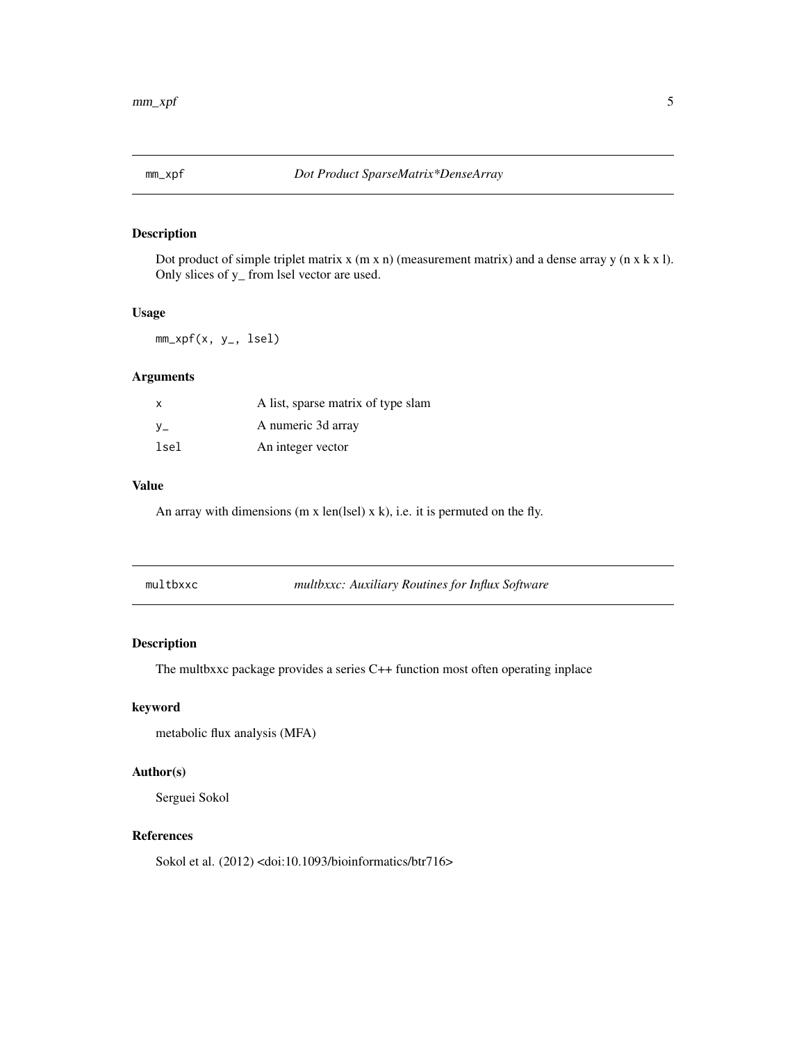## mm_xpf — *Dot Product SparseMatrix*DenseArray*

### Description

Dot product of simple triplet matrix x (m x n) (measurement matrix) and a dense array y (n x k x l). Only slices of y_ from lsel vector are used.

### Usage

```
mm_xpf(x, y_, lsel)
```

### Arguments

| | |
|---|---|
| x | A list, sparse matrix of type slam |
| y_ | A numeric 3d array |
| lsel | An integer vector |

### Value

An array with dimensions (m x len(lsel) x k), i.e. it is permuted on the fly.

## multbxxc — *multbxxc: Auxiliary Routines for Influx Software*

### Description

The multbxxc package provides a series C++ function most often operating inplace

### keyword

metabolic flux analysis (MFA)

### Author(s)

Serguei Sokol

### References

Sokol et al. (2012) <doi:10.1093/bioinformatics/btr716>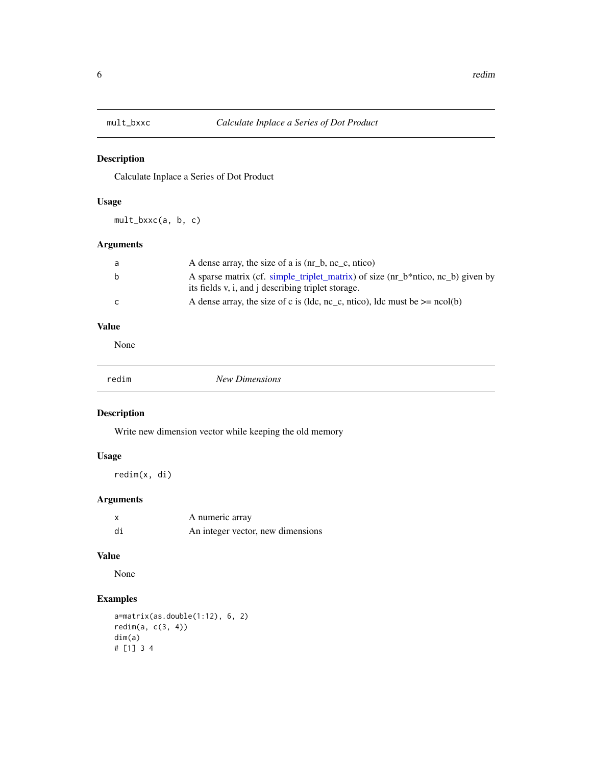## mult_bxxc — *Calculate Inplace a Series of Dot Product*

### Description

Calculate Inplace a Series of Dot Product

### Usage

```
mult_bxxc(a, b, c)
```

### Arguments

| | |
|---|---|
| a | A dense array, the size of a is (nr_b, nc_c, ntico) |
| b | A sparse matrix (cf. simple_triplet_matrix) of size (nr_b*ntico, nc_b) given by its fields v, i, and j describing triplet storage. |
| c | A dense array, the size of c is (ldc, nc_c, ntico), ldc must be >= ncol(b) |

### Value

None

## redim — *New Dimensions*

### Description

Write new dimension vector while keeping the old memory

### Usage

```
redim(x, di)
```

### Arguments

| | |
|---|---|
| x | A numeric array |
| di | An integer vector, new dimensions |

### Value

None

### Examples

```
a=matrix(as.double(1:12), 6, 2)
redim(a, c(3, 4))
dim(a)
# [1] 3 4
```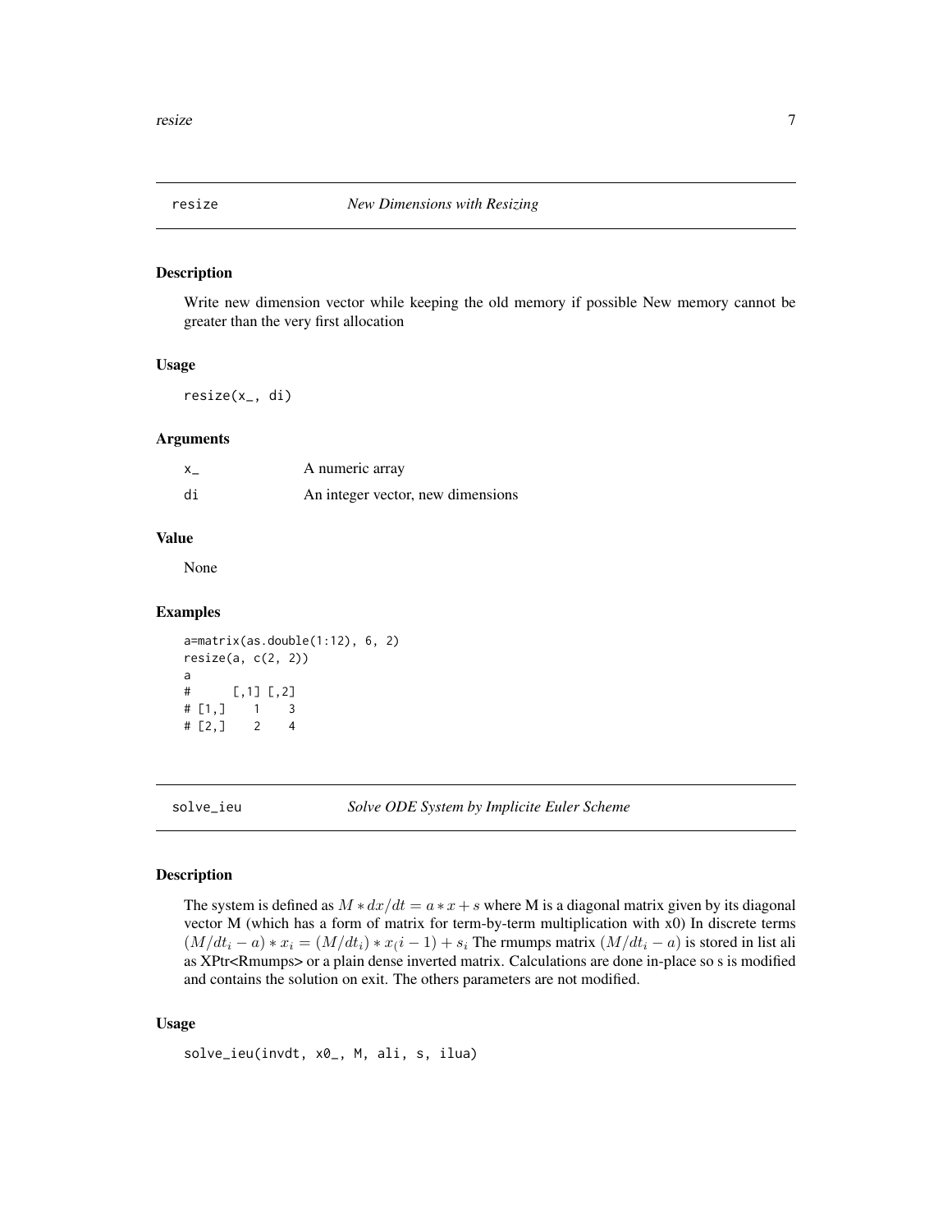## resize — *New Dimensions with Resizing*

### Description

Write new dimension vector while keeping the old memory if possible New memory cannot be greater than the very first allocation

### Usage

```
resize(x_, di)
```

### Arguments

| | |
|---|---|
| x_ | A numeric array |
| di | An integer vector, new dimensions |

### Value

None

### Examples

```
a=matrix(as.double(1:12), 6, 2)
resize(a, c(2, 2))
a
#      [,1] [,2]
# [1,]    1    3
# [2,]    2    4
```

## solve_ieu — *Solve ODE System by Implicite Euler Scheme*

### Description

The system is defined as $M * dx/dt = a * x + s$ where M is a diagonal matrix given by its diagonal vector M (which has a form of matrix for term-by-term multiplication with x0) In discrete terms $(M/dt_i - a) * x_i = (M/dt_i) * x_(i-1) + s_i$ The rmumps matrix $(M/dt_i - a)$ is stored in list ali as XPtr<Rmumps> or a plain dense inverted matrix. Calculations are done in-place so s is modified and contains the solution on exit. The others parameters are not modified.

### Usage

```
solve_ieu(invdt, x0_, M, ali, s, ilua)
```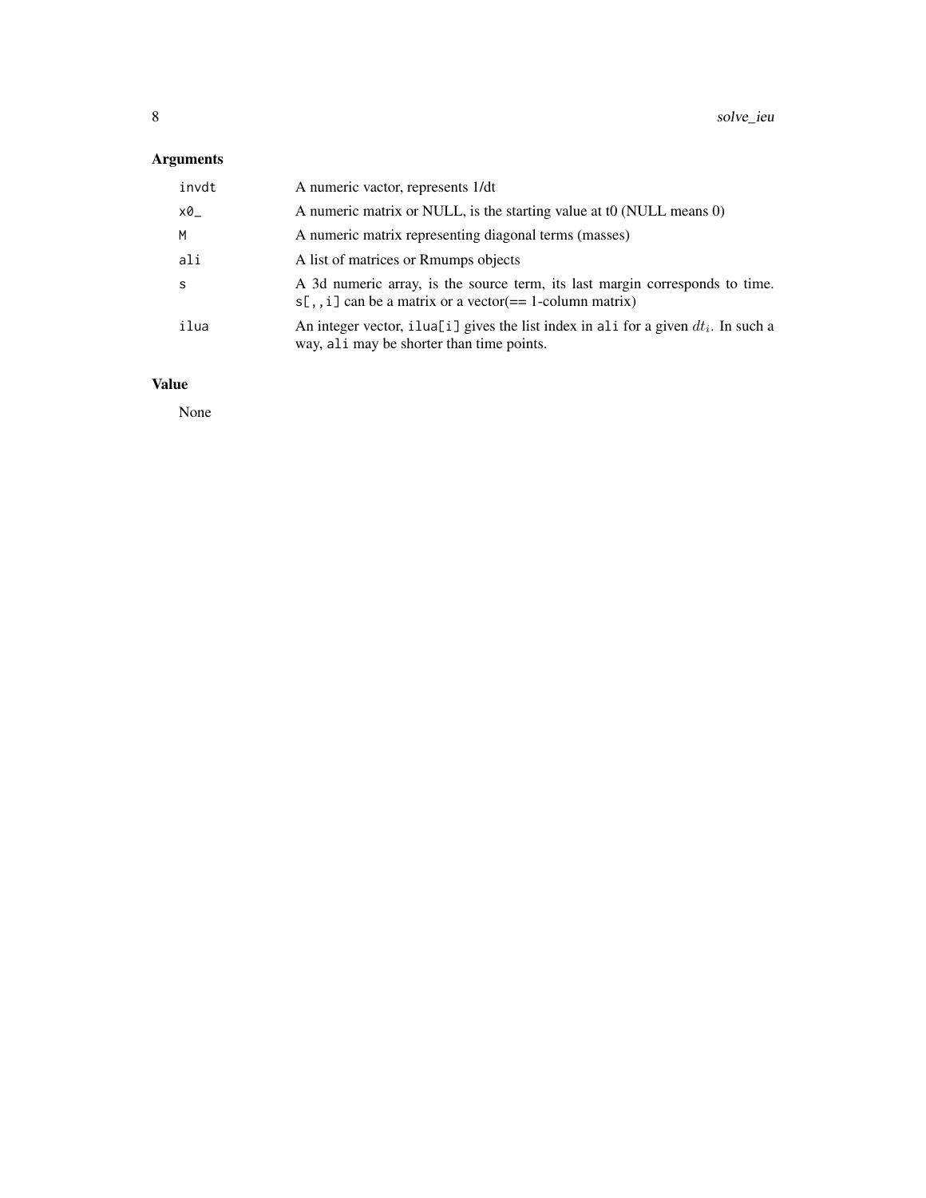## Arguments

| | |
|---|---|
| `invdt` | A numeric vactor, represents 1/dt |
| `x0_` | A numeric matrix or NULL, is the starting value at t0 (NULL means 0) |
| `M` | A numeric matrix representing diagonal terms (masses) |
| `ali` | A list of matrices or Rmumps objects |
| `s` | A 3d numeric array, is the source term, its last margin corresponds to time. `s[,,i]` can be a matrix or a vector(== 1-column matrix) |
| `ilua` | An integer vector, `ilua[i]` gives the list index in `ali` for a given $dt_i$. In such a way, `ali` may be shorter than time points. |

## Value

None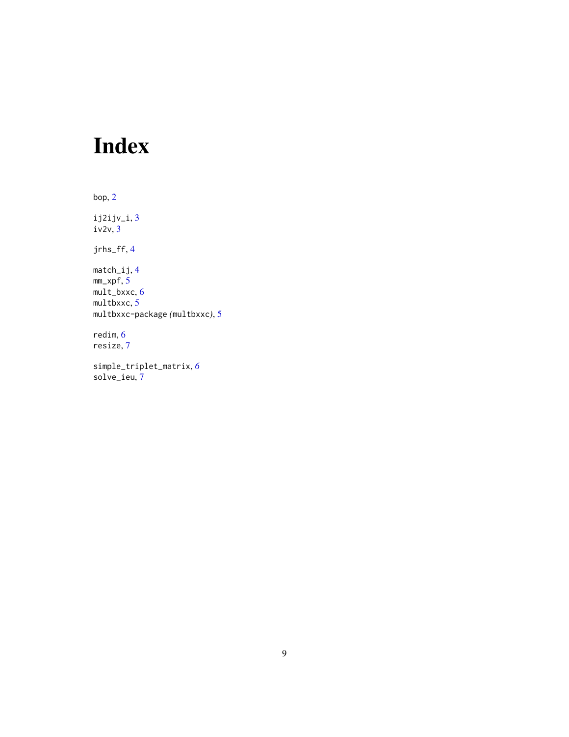# Index

bop, 2

ij2ijv_i, 3
iv2v, 3

jrhs_ff, 4

match_ij, 4
mm_xpf, 5
mult_bxxc, 6
multbxxc, 5
multbxxc-package *(*multbxxc*)*, 5

redim, 6
resize, 7

simple_triplet_matrix, *6*
solve_ieu, 7